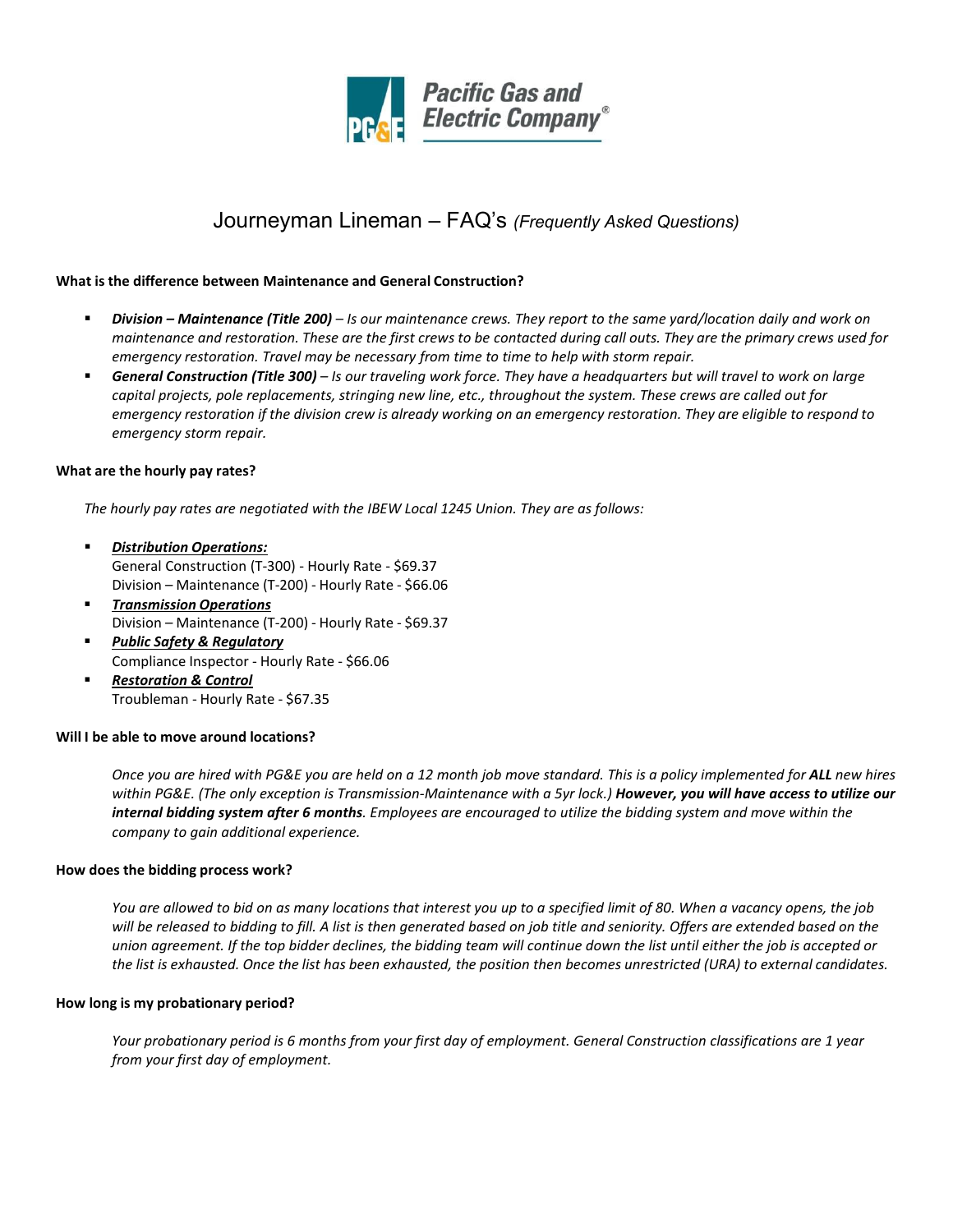# Journeyman Lineman – FAQ's *(Frequently Asked Questions)*

**What is the difference between Maintenance and General Construction?**

- ***Division – Maintenance (Title 200)*** *– Is our maintenance crews. They report to the same yard/location daily and work on maintenance and restoration. These are the first crews to be contacted during call outs. They are the primary crews used for emergency restoration. Travel may be necessary from time to time to help with storm repair.*
- ***General Construction (Title 300)*** *– Is our traveling work force. They have a headquarters but will travel to work on large capital projects, pole replacements, stringing new line, etc., throughout the system. These crews are called out for emergency restoration if the division crew is already working on an emergency restoration. They are eligible to respond to emergency storm repair.*

**What are the hourly pay rates?**

*The hourly pay rates are negotiated with the IBEW Local 1245 Union. They are as follows:*

- ***Distribution Operations:***
  General Construction (T-300) - Hourly Rate - $69.37
  Division – Maintenance (T-200) - Hourly Rate - $66.06
- ***Transmission Operations***
  Division – Maintenance (T-200) - Hourly Rate - $69.37
- ***Public Safety & Regulatory***
  Compliance Inspector - Hourly Rate - $66.06
- ***Restoration & Control***
  Troubleman - Hourly Rate - $67.35

**Will I be able to move around locations?**

*Once you are hired with PG&E you are held on a 12 month job move standard. This is a policy implemented for **ALL** new hires within PG&E. (The only exception is Transmission-Maintenance with a 5yr lock.) **However, you will have access to utilize our internal bidding system after 6 months**. Employees are encouraged to utilize the bidding system and move within the company to gain additional experience.*

**How does the bidding process work?**

*You are allowed to bid on as many locations that interest you up to a specified limit of 80. When a vacancy opens, the job will be released to bidding to fill. A list is then generated based on job title and seniority. Offers are extended based on the union agreement. If the top bidder declines, the bidding team will continue down the list until either the job is accepted or the list is exhausted. Once the list has been exhausted, the position then becomes unrestricted (URA) to external candidates.*

**How long is my probationary period?**

*Your probationary period is 6 months from your first day of employment. General Construction classifications are 1 year from your first day of employment.*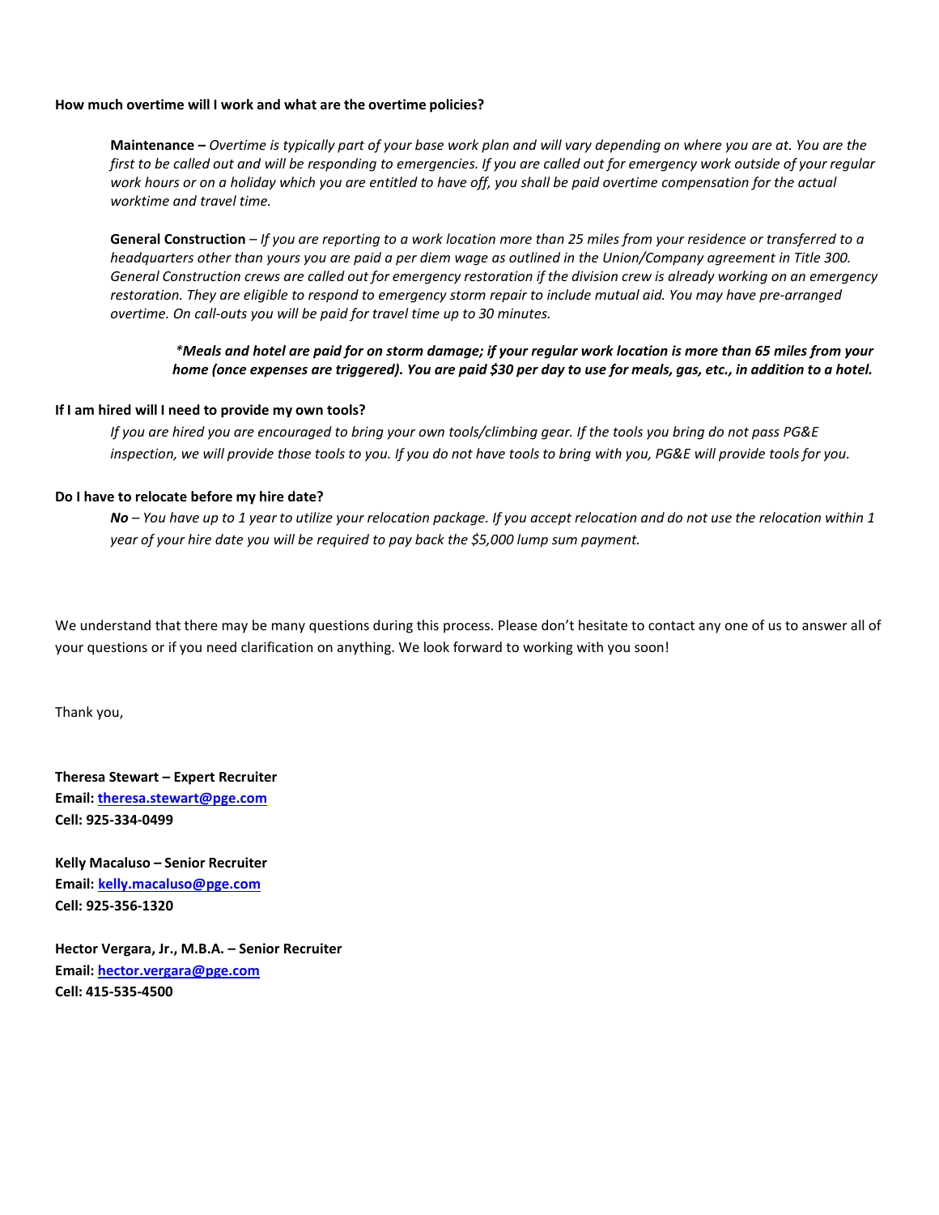**How much overtime will I work and what are the overtime policies?**

> **Maintenance –** *Overtime is typically part of your base work plan and will vary depending on where you are at. You are the first to be called out and will be responding to emergencies. If you are called out for emergency work outside of your regular work hours or on a holiday which you are entitled to have off, you shall be paid overtime compensation for the actual worktime and travel time.*
>
> **General Construction** – *If you are reporting to a work location more than 25 miles from your residence or transferred to a headquarters other than yours you are paid a per diem wage as outlined in the Union/Company agreement in Title 300. General Construction crews are called out for emergency restoration if the division crew is already working on an emergency restoration. They are eligible to respond to emergency storm repair to include mutual aid. You may have pre-arranged overtime. On call-outs you will be paid for travel time up to 30 minutes.*
>
> > ****Meals and hotel are paid for on storm damage; if your regular work location is more than 65 miles from your home (once expenses are triggered). You are paid $30 per day to use for meals, gas, etc., in addition to a hotel.***

**If I am hired will I need to provide my own tools?**

> *If you are hired you are encouraged to bring your own tools/climbing gear. If the tools you bring do not pass PG&E inspection, we will provide those tools to you. If you do not have tools to bring with you, PG&E will provide tools for you.*

**Do I have to relocate before my hire date?**

> ***No** – You have up to 1 year to utilize your relocation package. If you accept relocation and do not use the relocation within 1 year of your hire date you will be required to pay back the $5,000 lump sum payment.*

We understand that there may be many questions during this process. Please don't hesitate to contact any one of us to answer all of your questions or if you need clarification on anything. We look forward to working with you soon!

Thank you,

**Theresa Stewart – Expert Recruiter**
**Email: [theresa.stewart@pge.com](mailto:theresa.stewart@pge.com)**
**Cell: 925-334-0499**

**Kelly Macaluso – Senior Recruiter**
**Email: [kelly.macaluso@pge.com](mailto:kelly.macaluso@pge.com)**
**Cell: 925-356-1320**

**Hector Vergara, Jr., M.B.A. – Senior Recruiter**
**Email: [hector.vergara@pge.com](mailto:hector.vergara@pge.com)**
**Cell: 415-535-4500**